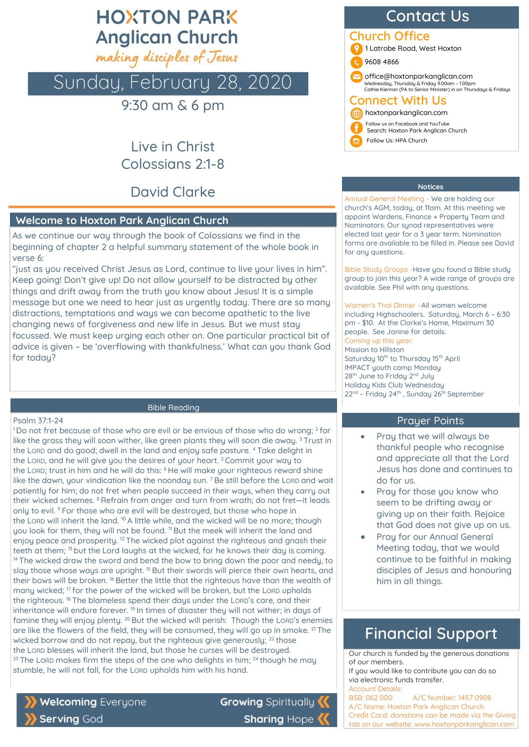# HOXTON PARK Anglican Church

*making disciples of Jesus*

## Sunday, February 28, 2020

9:30 am & 6 pm

Live in Christ
Colossians 2:1-8

David Clarke

## Welcome to Hoxton Park Anglican Church

As we continue our way through the book of Colossians we find in the beginning of chapter 2 a helpful summary statement of the whole book in verse 6:

"just as you received Christ Jesus as Lord, continue to live your lives in him". Keep going! Don't give up! Do not allow yourself to be distracted by other things and drift away from the truth you know about Jesus! It is a simple message but one we need to hear just as urgently today. There are so many distractions, temptations and ways we can become apathetic to the live changing news of forgiveness and new life in Jesus. But we must stay focussed. We must keep urging each other on. One particular practical bit of advice is given – be 'overflowing with thankfulness.' What can you thank God for today?

## Bible Reading

Psalm 37:1-24

[1] Do not fret because of those who are evil or be envious of those who do wrong; [2] for like the grass they will soon wither, like green plants they will soon die away. [3] Trust in the LORD and do good; dwell in the land and enjoy safe pasture. [4] Take delight in the LORD, and he will give you the desires of your heart. [5] Commit your way to the LORD; trust in him and he will do this: [6] He will make your righteous reward shine like the dawn, your vindication like the noonday sun. [7] Be still before the LORD and wait patiently for him; do not fret when people succeed in their ways, when they carry out their wicked schemes. [8] Refrain from anger and turn from wrath; do not fret—it leads only to evil. [9] For those who are evil will be destroyed, but those who hope in the LORD will inherit the land. [10] A little while, and the wicked will be no more; though you look for them, they will not be found. [11] But the meek will inherit the land and enjoy peace and prosperity. [12] The wicked plot against the righteous and gnash their teeth at them; [13] but the Lord laughs at the wicked, for he knows their day is coming. [14] The wicked draw the sword and bend the bow to bring down the poor and needy, to slay those whose ways are upright. [15] But their swords will pierce their own hearts, and their bows will be broken. [16] Better the little that the righteous have than the wealth of many wicked; [17] for the power of the wicked will be broken, but the LORD upholds the righteous. [18] The blameless spend their days under the LORD's care, and their inheritance will endure forever. [19] In times of disaster they will not wither; in days of famine they will enjoy plenty. [20] But the wicked will perish: Though the LORD's enemies are like the flowers of the field, they will be consumed, they will go up in smoke. [21] The wicked borrow and do not repay, but the righteous give generously; [22] those the LORD blesses will inherit the land, but those he curses will be destroyed. [23] The LORD makes firm the steps of the one who delights in him; [24] though he may stumble, he will not fall, for the LORD upholds him with his hand.

**Welcoming** Everyone | **Growing** Spiritually | **Serving** God | **Sharing** Hope

## Contact Us

### Church Office

1 Latrobe Road, West Hoxton

9608 4866

office@hoxtonparkanglican.com
Wednesday, Thursday & Friday 9.00am - 1.00pm
Cathie Kiernan (PA to Senior Minister) in on Thursdays & Fridays

### Connect With Us

hoxtonparkanglican.com

Follow us on Facebook and YouTube
Search: Hoxton Park Anglican Church

Follow Us: HPA Church

## Notices

Annual General Meeting - We are holding our church's AGM, today, at 11am. At this meeting we appoint Wardens, Finance + Property Team and Nominators. Our synod representatives were elected last year for a 3 year term. Nomination forms are available to be filled in. Please see David for any questions.

Bible Study Groups -Have you found a Bible study group to join this year? A wide range of groups are available. See Phil with any questions.

Women's Thai Dinner –All women welcome including Highschoolers. Saturday, March 6 – 6:30 pm - $10. At the Clarke's Home, Maximum 30 people. See Janine for details.

Coming up this year:
Mission to Hillston
Saturday 10th to Thursday 15th April
IMPACT youth camp Monday
28th June to Friday 2nd July
Holiday Kids Club Wednesday
22nd – Friday 24th , Sunday 26th September

## Prayer Points

- Pray that we will always be thankful people who recognise and appreciate all that the Lord Jesus has done and continues to do for us.
- Pray for those you know who seem to be drifting away or giving up on their faith. Rejoice that God does not give up on us.
- Pray for our Annual General Meeting today, that we would continue to be faithful in making disciples of Jesus and honouring him in all things.

## Financial Support

Our church is funded by the generous donations of our members.
If you would like to contribute you can do so via electronic funds transfer.
Account Details:
BSB: 062 000 A/C Number: 1457 0908
A/C Name: Hoxton Park Anglican Church
Credit Card: donations can be made via the Giving tab on our website: www.hoxtonparkanglican.com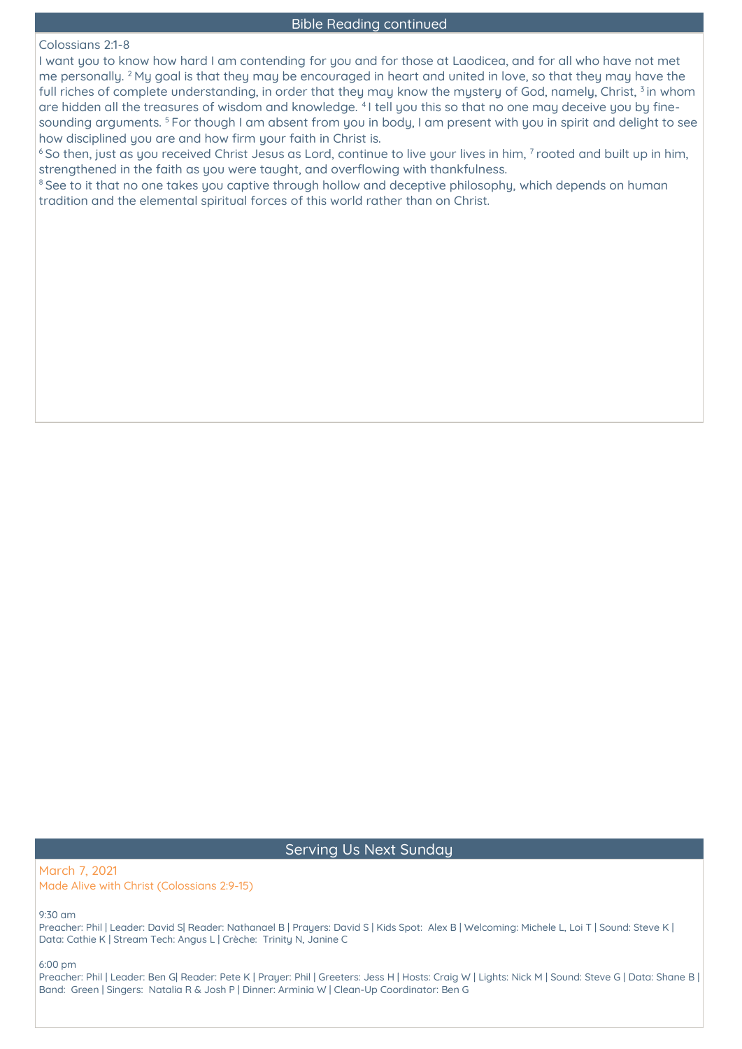## Bible Reading continued

Colossians 2:1-8

I want you to know how hard I am contending for you and for those at Laodicea, and for all who have not met me personally. [2] My goal is that they may be encouraged in heart and united in love, so that they may have the full riches of complete understanding, in order that they may know the mystery of God, namely, Christ, [3] in whom are hidden all the treasures of wisdom and knowledge. [4] I tell you this so that no one may deceive you by fine-sounding arguments. [5] For though I am absent from you in body, I am present with you in spirit and delight to see how disciplined you are and how firm your faith in Christ is.

[6] So then, just as you received Christ Jesus as Lord, continue to live your lives in him, [7] rooted and built up in him, strengthened in the faith as you were taught, and overflowing with thankfulness.

[8] See to it that no one takes you captive through hollow and deceptive philosophy, which depends on human tradition and the elemental spiritual forces of this world rather than on Christ.

## Serving Us Next Sunday

March 7, 2021
Made Alive with Christ (Colossians 2:9-15)

9:30 am

Preacher: Phil | Leader: David S| Reader: Nathanael B | Prayers: David S | Kids Spot: Alex B | Welcoming: Michele L, Loi T | Sound: Steve K | Data: Cathie K | Stream Tech: Angus L | Crèche: Trinity N, Janine C

6:00 pm

Preacher: Phil | Leader: Ben G| Reader: Pete K | Prayer: Phil | Greeters: Jess H | Hosts: Craig W | Lights: Nick M | Sound: Steve G | Data: Shane B | Band: Green | Singers: Natalia R & Josh P | Dinner: Arminia W | Clean-Up Coordinator: Ben G